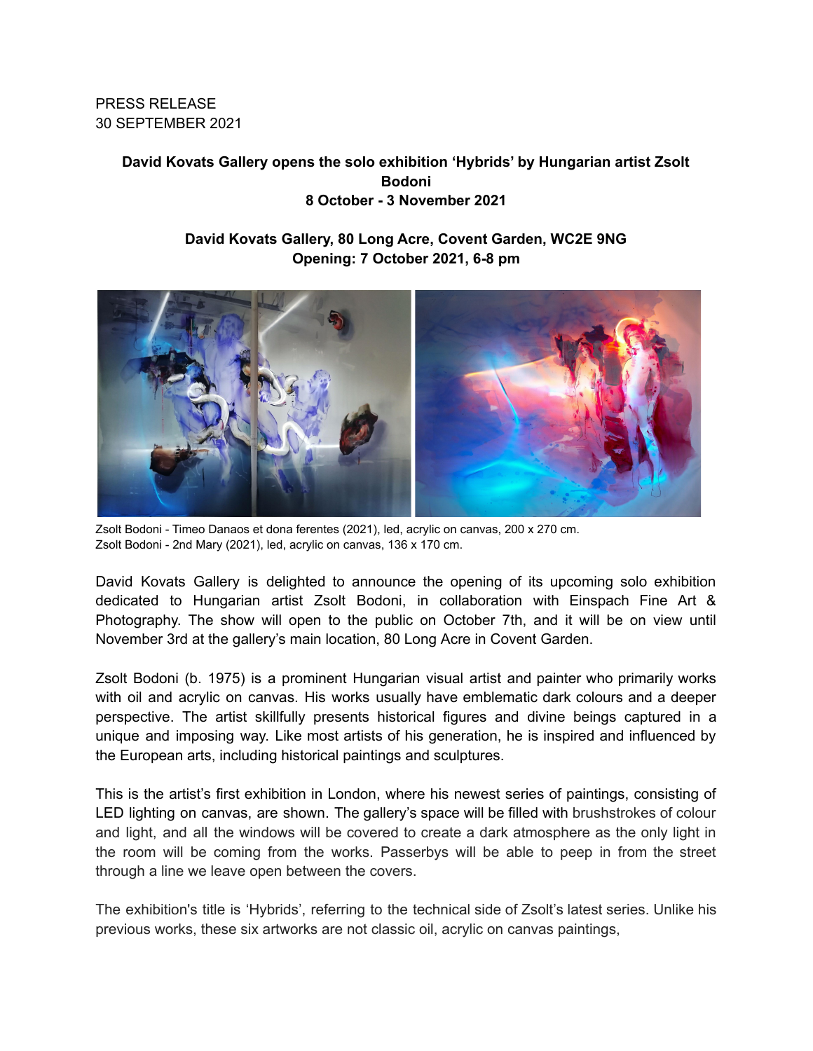PRESS RELEASE
30 SEPTEMBER 2021

**David Kovats Gallery opens the solo exhibition 'Hybrids' by Hungarian artist Zsolt Bodoni**
**8 October - 3 November 2021**

**David Kovats Gallery, 80 Long Acre, Covent Garden, WC2E 9NG**
**Opening: 7 October 2021, 6-8 pm**

Zsolt Bodoni - Timeo Danaos et dona ferentes (2021), led, acrylic on canvas, 200 x 270 cm.
Zsolt Bodoni - 2nd Mary (2021), led, acrylic on canvas, 136 x 170 cm.

David Kovats Gallery is delighted to announce the opening of its upcoming solo exhibition dedicated to Hungarian artist Zsolt Bodoni, in collaboration with Einspach Fine Art & Photography. The show will open to the public on October 7th, and it will be on view until November 3rd at the gallery's main location, 80 Long Acre in Covent Garden.

Zsolt Bodoni (b. 1975) is a prominent Hungarian visual artist and painter who primarily works with oil and acrylic on canvas. His works usually have emblematic dark colours and a deeper perspective. The artist skillfully presents historical figures and divine beings captured in a unique and imposing way. Like most artists of his generation, he is inspired and influenced by the European arts, including historical paintings and sculptures.

This is the artist's first exhibition in London, where his newest series of paintings, consisting of LED lighting on canvas, are shown. The gallery's space will be filled with brushstrokes of colour and light, and all the windows will be covered to create a dark atmosphere as the only light in the room will be coming from the works. Passerbys will be able to peep in from the street through a line we leave open between the covers.

The exhibition's title is 'Hybrids', referring to the technical side of Zsolt's latest series. Unlike his previous works, these six artworks are not classic oil, acrylic on canvas paintings,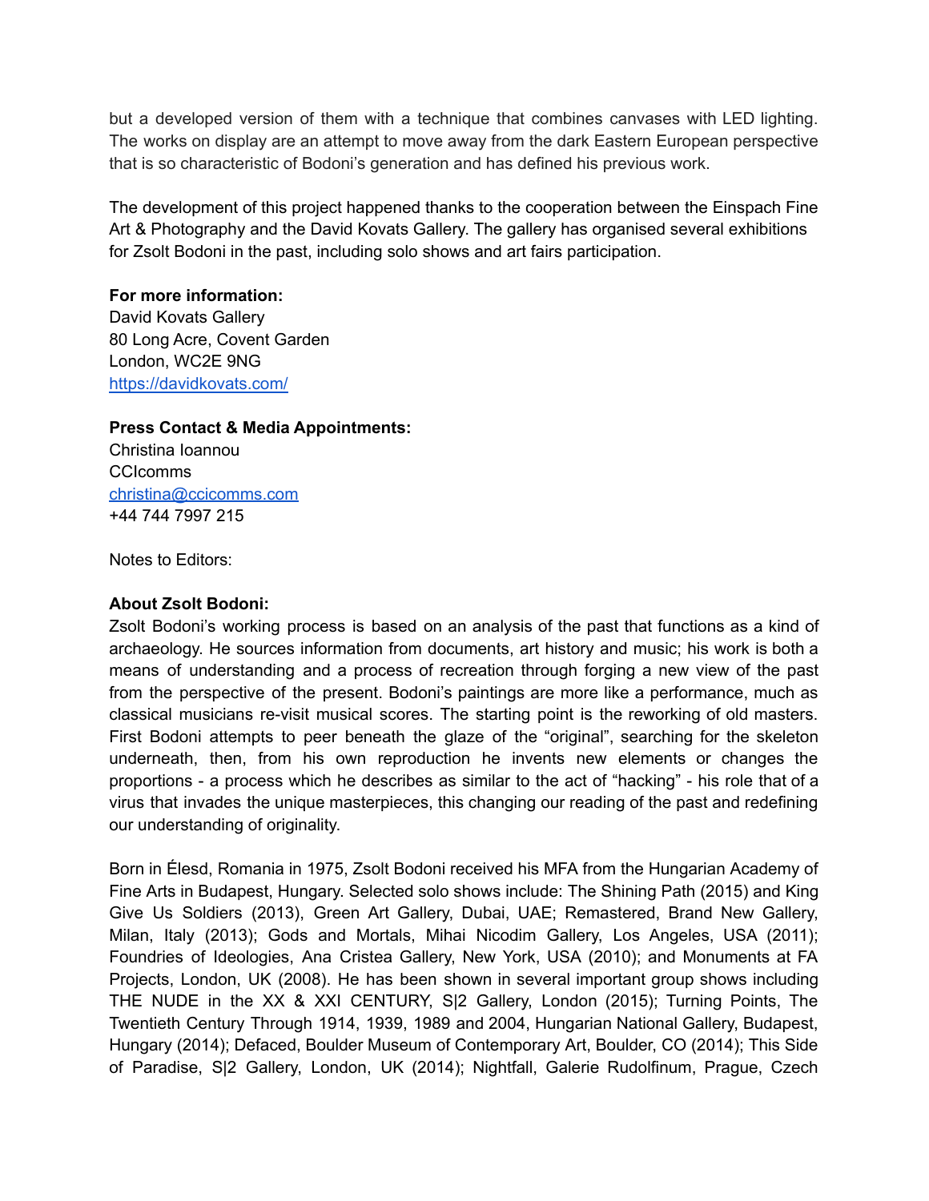but a developed version of them with a technique that combines canvases with LED lighting. The works on display are an attempt to move away from the dark Eastern European perspective that is so characteristic of Bodoni's generation and has defined his previous work.

The development of this project happened thanks to the cooperation between the Einspach Fine Art & Photography and the David Kovats Gallery. The gallery has organised several exhibitions for Zsolt Bodoni in the past, including solo shows and art fairs participation.

**For more information:**
David Kovats Gallery
80 Long Acre, Covent Garden
London, WC2E 9NG
https://davidkovats.com/

**Press Contact & Media Appointments:**
Christina Ioannou
CCIcomms
christina@ccicomms.com
+44 744 7997 215

Notes to Editors:

**About Zsolt Bodoni:**
Zsolt Bodoni's working process is based on an analysis of the past that functions as a kind of archaeology. He sources information from documents, art history and music; his work is both a means of understanding and a process of recreation through forging a new view of the past from the perspective of the present. Bodoni's paintings are more like a performance, much as classical musicians re-visit musical scores. The starting point is the reworking of old masters. First Bodoni attempts to peer beneath the glaze of the "original", searching for the skeleton underneath, then, from his own reproduction he invents new elements or changes the proportions - a process which he describes as similar to the act of "hacking" - his role that of a virus that invades the unique masterpieces, this changing our reading of the past and redefining our understanding of originality.

Born in Élesd, Romania in 1975, Zsolt Bodoni received his MFA from the Hungarian Academy of Fine Arts in Budapest, Hungary. Selected solo shows include: The Shining Path (2015) and King Give Us Soldiers (2013), Green Art Gallery, Dubai, UAE; Remastered, Brand New Gallery, Milan, Italy (2013); Gods and Mortals, Mihai Nicodim Gallery, Los Angeles, USA (2011); Foundries of Ideologies, Ana Cristea Gallery, New York, USA (2010); and Monuments at FA Projects, London, UK (2008). He has been shown in several important group shows including THE NUDE in the XX & XXI CENTURY, S|2 Gallery, London (2015); Turning Points, The Twentieth Century Through 1914, 1939, 1989 and 2004, Hungarian National Gallery, Budapest, Hungary (2014); Defaced, Boulder Museum of Contemporary Art, Boulder, CO (2014); This Side of Paradise, S|2 Gallery, London, UK (2014); Nightfall, Galerie Rudolfinum, Prague, Czech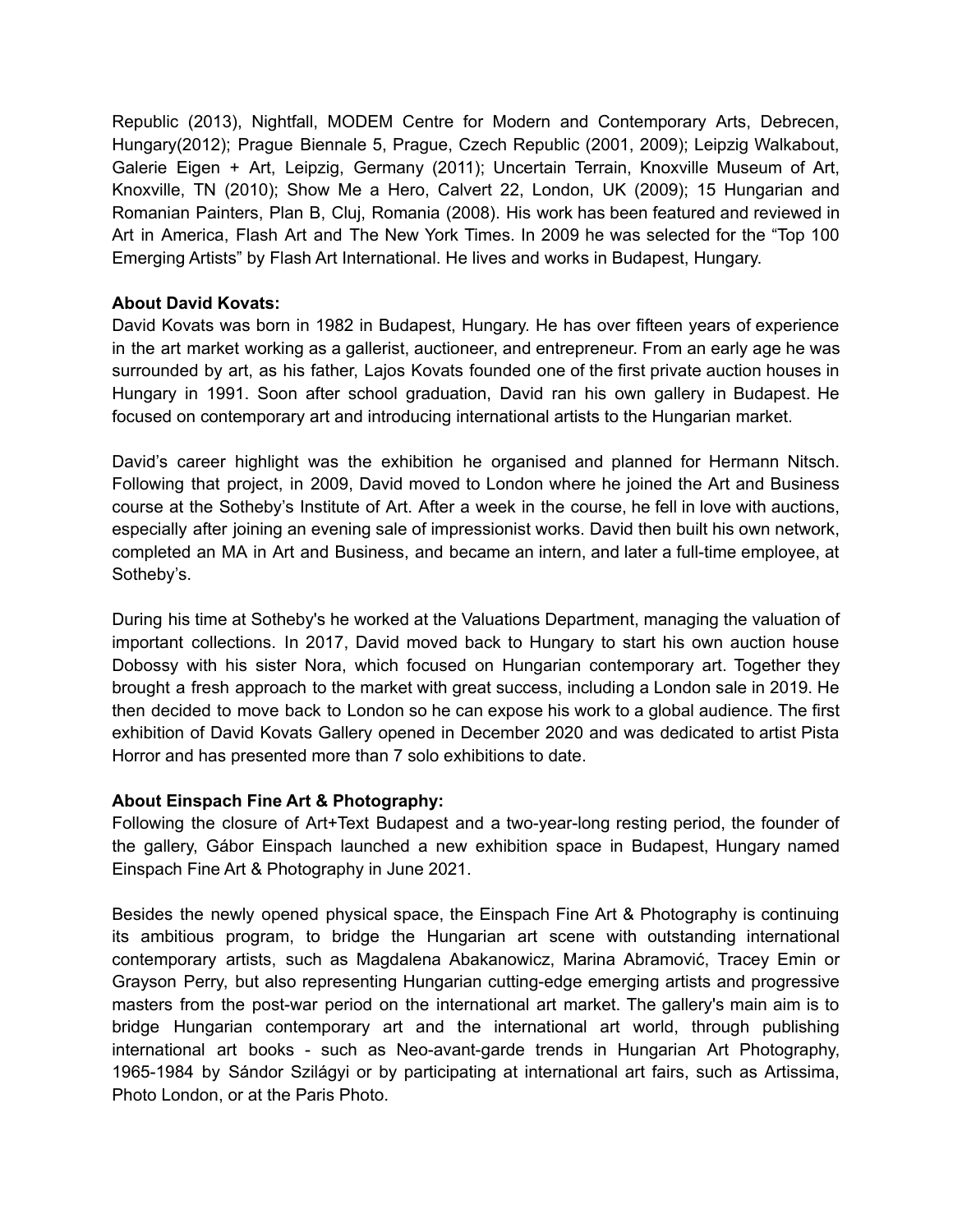Republic (2013), Nightfall, MODEM Centre for Modern and Contemporary Arts, Debrecen, Hungary(2012); Prague Biennale 5, Prague, Czech Republic (2001, 2009); Leipzig Walkabout, Galerie Eigen + Art, Leipzig, Germany (2011); Uncertain Terrain, Knoxville Museum of Art, Knoxville, TN (2010); Show Me a Hero, Calvert 22, London, UK (2009); 15 Hungarian and Romanian Painters, Plan B, Cluj, Romania (2008). His work has been featured and reviewed in Art in America, Flash Art and The New York Times. In 2009 he was selected for the "Top 100 Emerging Artists" by Flash Art International. He lives and works in Budapest, Hungary.

**About David Kovats:**

David Kovats was born in 1982 in Budapest, Hungary. He has over fifteen years of experience in the art market working as a gallerist, auctioneer, and entrepreneur. From an early age he was surrounded by art, as his father, Lajos Kovats founded one of the first private auction houses in Hungary in 1991. Soon after school graduation, David ran his own gallery in Budapest. He focused on contemporary art and introducing international artists to the Hungarian market.

David's career highlight was the exhibition he organised and planned for Hermann Nitsch. Following that project, in 2009, David moved to London where he joined the Art and Business course at the Sotheby's Institute of Art. After a week in the course, he fell in love with auctions, especially after joining an evening sale of impressionist works. David then built his own network, completed an MA in Art and Business, and became an intern, and later a full-time employee, at Sotheby's.

During his time at Sotheby's he worked at the Valuations Department, managing the valuation of important collections. In 2017, David moved back to Hungary to start his own auction house Dobossy with his sister Nora, which focused on Hungarian contemporary art. Together they brought a fresh approach to the market with great success, including a London sale in 2019. He then decided to move back to London so he can expose his work to a global audience. The first exhibition of David Kovats Gallery opened in December 2020 and was dedicated to artist Pista Horror and has presented more than 7 solo exhibitions to date.

**About Einspach Fine Art & Photography:**

Following the closure of Art+Text Budapest and a two-year-long resting period, the founder of the gallery, Gábor Einspach launched a new exhibition space in Budapest, Hungary named Einspach Fine Art & Photography in June 2021.

Besides the newly opened physical space, the Einspach Fine Art & Photography is continuing its ambitious program, to bridge the Hungarian art scene with outstanding international contemporary artists, such as Magdalena Abakanowicz, Marina Abramović, Tracey Emin or Grayson Perry, but also representing Hungarian cutting-edge emerging artists and progressive masters from the post-war period on the international art market. The gallery's main aim is to bridge Hungarian contemporary art and the international art world, through publishing international art books - such as Neo-avant-garde trends in Hungarian Art Photography, 1965-1984 by Sándor Szilágyi or by participating at international art fairs, such as Artissima, Photo London, or at the Paris Photo.